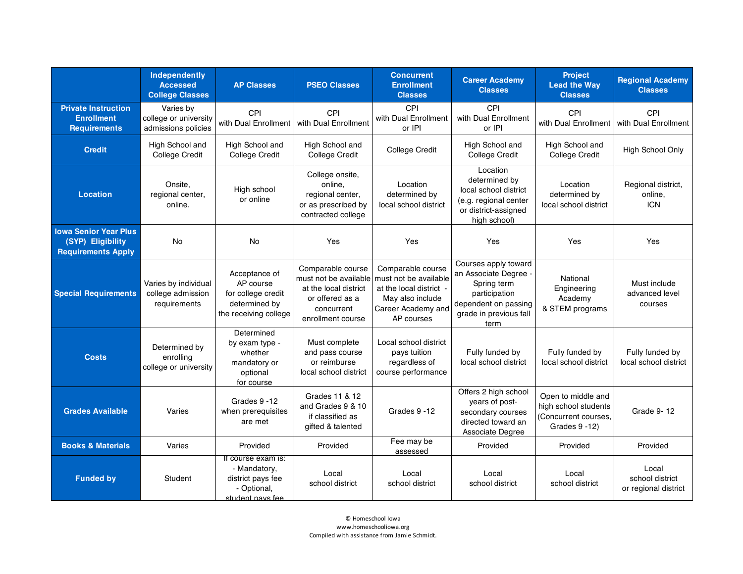| | Independently Accessed College Classes | AP Classes | PSEO Classes | Concurrent Enrollment Classes | Career Academy Classes | Project Lead the Way Classes | Regional Academy Classes |
|---|---|---|---|---|---|---|---|
| **Private Instruction Enrollment Requirements** | Varies by college or university admissions policies | CPI with Dual Enrollment | CPI with Dual Enrollment | CPI with Dual Enrollment or IPI | CPI with Dual Enrollment or IPI | CPI with Dual Enrollment | CPI with Dual Enrollment |
| **Credit** | High School and College Credit | High School and College Credit | High School and College Credit | College Credit | High School and College Credit | High School and College Credit | High School Only |
| **Location** | Onsite, regional center, online. | High school or online | College onsite, online, regional center, or as prescribed by contracted college | Location determined by local school district | Location determined by local school district (e.g. regional center or district-assigned high school) | Location determined by local school district | Regional district, online, ICN |
| **Iowa Senior Year Plus (SYP) Eligibility Requirements Apply** | No | No | Yes | Yes | Yes | Yes | Yes |
| **Special Requirements** | Varies by individual college admission requirements | Acceptance of AP course for college credit determined by the receiving college | Comparable course must not be available at the local district or offered as a concurrent enrollment course | Comparable course must not be available at the local district - May also include Career Academy and AP courses | Courses apply toward an Associate Degree - Spring term participation dependent on passing grade in previous fall term | National Engineering Academy & STEM programs | Must include advanced level courses |
| **Costs** | Determined by enrolling college or university | Determined by exam type - whether mandatory or optional for course | Must complete and pass course or reimburse local school district | Local school district pays tuition regardless of course performance | Fully funded by local school district | Fully funded by local school district | Fully funded by local school district |
| **Grades Available** | Varies | Grades 9 -12 when prerequisites are met | Grades 11 & 12 and Grades 9 & 10 if classified as gifted & talented | Grades 9 -12 | Offers 2 high school years of post-secondary courses directed toward an Associate Degree | Open to middle and high school students (Concurrent courses, Grades 9 -12) | Grade 9- 12 |
| **Books & Materials** | Varies | Provided | Provided | Fee may be assessed | Provided | Provided | Provided |
| **Funded by** | Student | If course exam is: - Mandatory, district pays fee - Optional, student pays fee | Local school district | Local school district | Local school district | Local school district | Local school district or regional district |

© Homeschool Iowa
www.homeschooliowa.org
Compiled with assistance from Jamie Schmidt.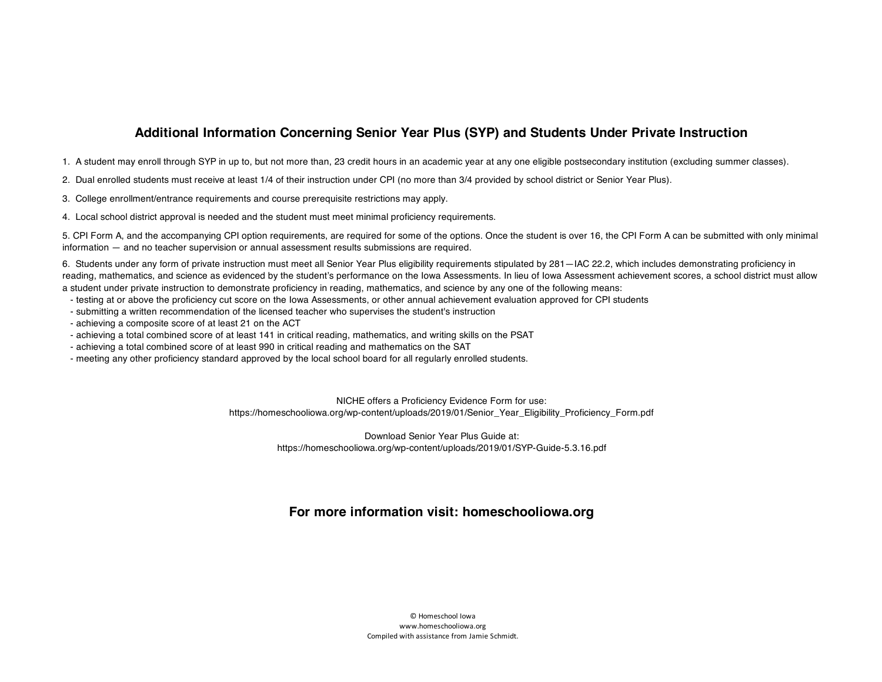## Additional Information Concerning Senior Year Plus (SYP) and Students Under Private Instruction

1. A student may enroll through SYP in up to, but not more than, 23 credit hours in an academic year at any one eligible postsecondary institution (excluding summer classes).

2. Dual enrolled students must receive at least 1/4 of their instruction under CPI (no more than 3/4 provided by school district or Senior Year Plus).

3. College enrollment/entrance requirements and course prerequisite restrictions may apply.

4. Local school district approval is needed and the student must meet minimal proficiency requirements.

5. CPI Form A, and the accompanying CPI option requirements, are required for some of the options. Once the student is over 16, the CPI Form A can be submitted with only minimal information — and no teacher supervision or annual assessment results submissions are required.

6. Students under any form of private instruction must meet all Senior Year Plus eligibility requirements stipulated by 281—IAC 22.2, which includes demonstrating proficiency in reading, mathematics, and science as evidenced by the student's performance on the Iowa Assessments. In lieu of Iowa Assessment achievement scores, a school district must allow a student under private instruction to demonstrate proficiency in reading, mathematics, and science by any one of the following means:
   - testing at or above the proficiency cut score on the Iowa Assessments, or other annual achievement evaluation approved for CPI students
   - submitting a written recommendation of the licensed teacher who supervises the student's instruction
   - achieving a composite score of at least 21 on the ACT
   - achieving a total combined score of at least 141 in critical reading, mathematics, and writing skills on the PSAT
   - achieving a total combined score of at least 990 in critical reading and mathematics on the SAT
   - meeting any other proficiency standard approved by the local school board for all regularly enrolled students.

NICHE offers a Proficiency Evidence Form for use:
https://homeschooliowa.org/wp-content/uploads/2019/01/Senior_Year_Eligibility_Proficiency_Form.pdf

Download Senior Year Plus Guide at:
https://homeschooliowa.org/wp-content/uploads/2019/01/SYP-Guide-5.3.16.pdf

**For more information visit: homeschooliowa.org**

© Homeschool Iowa
www.homeschooliowa.org
Compiled with assistance from Jamie Schmidt.